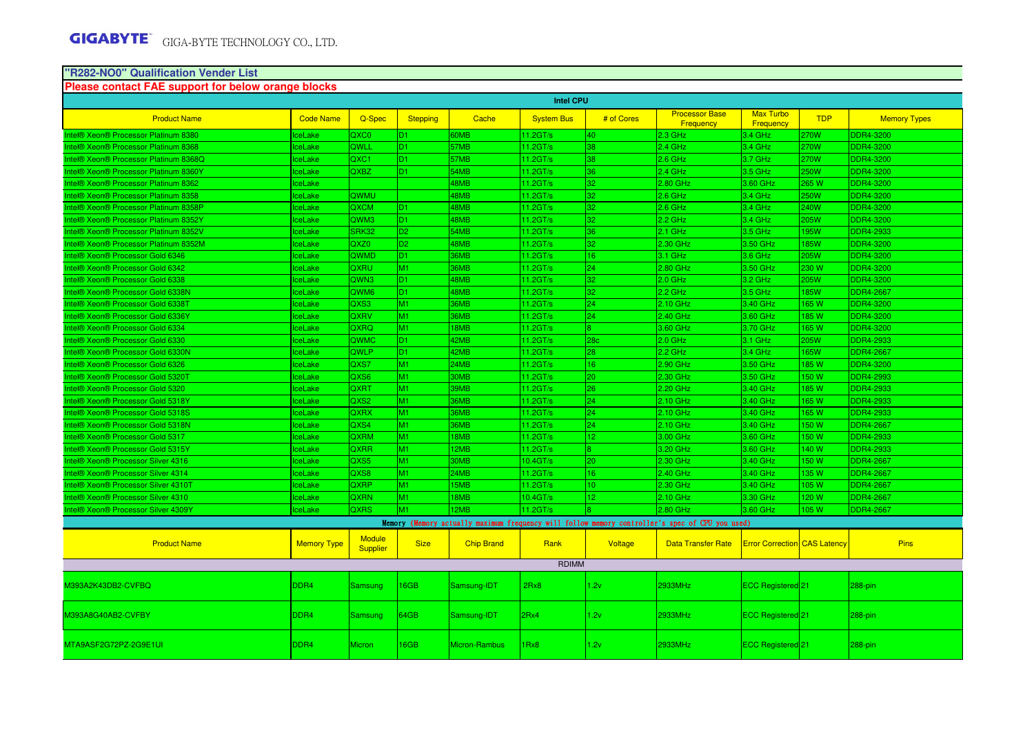**GIGABYTE** GIGA-BYTE TECHNOLOGY CO., LTD.

## "R282-NO0" Qualification Vender List

**Please contact FAE support for below orange blocks**

### Intel CPU

| Product Name | Code Name | Q-Spec | Stepping | Cache | System Bus | # of Cores | Processor Base Frequency | Max Turbo Frequency | TDP | Memory Types |
|---|---|---|---|---|---|---|---|---|---|---|
| Intel® Xeon® Processor Platinum 8380 | IceLake | QXC0 | D1 | 60MB | 11.2GT/s | 40 | 2.3 GHz | 3.4 GHz | 270W | DDR4-3200 |
| Intel® Xeon® Processor Platinum 8368 | IceLake | QWLL | D1 | 57MB | 11.2GT/s | 38 | 2.4 GHz | 3.4 GHz | 270W | DDR4-3200 |
| Intel® Xeon® Processor Platinum 8368Q | IceLake | QXC1 | D1 | 57MB | 11.2GT/s | 38 | 2.6 GHz | 3.7 GHz | 270W | DDR4-3200 |
| Intel® Xeon® Processor Platinum 8360Y | IceLake | QXBZ | D1 | 54MB | 11.2GT/s | 36 | 2.4 GHz | 3.5 GHz | 250W | DDR4-3200 |
| Intel® Xeon® Processor Platinum 8362 | IceLake | | | 48MB | 11.2GT/s | 32 | 2.80 GHz | 3.60 GHz | 265 W | DDR4-3200 |
| Intel® Xeon® Processor Platinum 8358 | IceLake | QWMU | | 48MB | 11.2GT/s | 32 | 2.6 GHz | 3.4 GHz | 250W | DDR4-3200 |
| Intel® Xeon® Processor Platinum 8358P | IceLake | QXCM | D1 | 48MB | 11.2GT/s | 32 | 2.6 GHz | 3.4 GHz | 240W | DDR4-3200 |
| Intel® Xeon® Processor Platinum 8352Y | IceLake | QWM3 | D1 | 48MB | 11.2GT/s | 32 | 2.2 GHz | 3.4 GHz | 205W | DDR4-3200 |
| Intel® Xeon® Processor Platinum 8352V | IceLake | SRK32 | D2 | 54MB | 11.2GT/s | 36 | 2.1 GHz | 3.5 GHz | 195W | DDR4-2933 |
| Intel® Xeon® Processor Platinum 8352M | IceLake | QXZ0 | D2 | 48MB | 11.2GT/s | 32 | 2.30 GHz | 3.50 GHz | 185W | DDR4-3200 |
| Intel® Xeon® Processor Gold 6346 | IceLake | QWMD | D1 | 36MB | 11.2GT/s | 16 | 3.1 GHz | 3.6 GHz | 205W | DDR4-3200 |
| Intel® Xeon® Processor Gold 6342 | IceLake | QXRU | M1 | 36MB | 11.2GT/s | 24 | 2.80 GHz | 3.50 GHz | 230 W | DDR4-3200 |
| Intel® Xeon® Processor Gold 6338 | IceLake | QWN3 | D1 | 48MB | 11.2GT/s | 32 | 2.0 GHz | 3.2 GHz | 205W | DDR4-3200 |
| Intel® Xeon® Processor Gold 6338N | IceLake | QWM6 | D1 | 48MB | 11.2GT/s | 32 | 2.2 GHz | 3.5 GHz | 185W | DDR4-2667 |
| Intel® Xeon® Processor Gold 6338T | IceLake | QXS3 | M1 | 36MB | 11.2GT/s | 24 | 2.10 GHz | 3.40 GHz | 165 W | DDR4-3200 |
| Intel® Xeon® Processor Gold 6336Y | IceLake | QXRV | M1 | 36MB | 11.2GT/s | 24 | 2.40 GHz | 3.60 GHz | 185 W | DDR4-3200 |
| Intel® Xeon® Processor Gold 6334 | IceLake | QXRQ | M1 | 18MB | 11.2GT/s | 8 | 3.60 GHz | 3.70 GHz | 165 W | DDR4-3200 |
| Intel® Xeon® Processor Gold 6330 | IceLake | QWMC | D1 | 42MB | 11.2GT/s | 28c | 2.0 GHz | 3.1 GHz | 205W | DDR4-2933 |
| Intel® Xeon® Processor Gold 6330N | IceLake | QWLP | D1 | 42MB | 11.2GT/s | 28 | 2.2 GHz | 3.4 GHz | 165W | DDR4-2667 |
| Intel® Xeon® Processor Gold 6326 | IceLake | QXS7 | M1 | 24MB | 11.2GT/s | 16 | 2.90 GHz | 3.50 GHz | 185 W | DDR4-3200 |
| Intel® Xeon® Processor Gold 5320T | IceLake | QXS6 | M1 | 30MB | 11.2GT/s | 20 | 2.30 GHz | 3.50 GHz | 150 W | DDR4-2993 |
| Intel® Xeon® Processor Gold 5320 | IceLake | QXRT | M1 | 39MB | 11.2GT/s | 26 | 2.20 GHz | 3.40 GHz | 185 W | DDR4-2933 |
| Intel® Xeon® Processor Gold 5318Y | IceLake | QXS2 | M1 | 36MB | 11.2GT/s | 24 | 2.10 GHz | 3.40 GHz | 165 W | DDR4-2933 |
| Intel® Xeon® Processor Gold 5318S | IceLake | QXRX | M1 | 36MB | 11.2GT/s | 24 | 2.10 GHz | 3.40 GHz | 165 W | DDR4-2933 |
| Intel® Xeon® Processor Gold 5318N | IceLake | QXS4 | M1 | 36MB | 11.2GT/s | 24 | 2.10 GHz | 3.40 GHz | 150 W | DDR4-2667 |
| Intel® Xeon® Processor Gold 5317 | IceLake | QXRM | M1 | 18MB | 11.2GT/s | 12 | 3.00 GHz | 3.60 GHz | 150 W | DDR4-2933 |
| Intel® Xeon® Processor Gold 5315Y | IceLake | QXRR | M1 | 12MB | 11.2GT/s | 8 | 3.20 GHz | 3.60 GHz | 140 W | DDR4-2933 |
| Intel® Xeon® Processor Silver 4316 | IceLake | QXS5 | M1 | 30MB | 10.4GT/s | 20 | 2.30 GHz | 3.40 GHz | 150 W | DDR4-2667 |
| Intel® Xeon® Processor Silver 4314 | IceLake | QXS8 | M1 | 24MB | 11.2GT/s | 16 | 2.40 GHz | 3.40 GHz | 135 W | DDR4-2667 |
| Intel® Xeon® Processor Silver 4310T | IceLake | QXRP | M1 | 15MB | 11.2GT/s | 10 | 2.30 GHz | 3.40 GHz | 105 W | DDR4-2667 |
| Intel® Xeon® Processor Silver 4310 | IceLake | QXRN | M1 | 18MB | 10.4GT/s | 12 | 2.10 GHz | 3.30 GHz | 120 W | DDR4-2667 |
| Intel® Xeon® Processor Silver 4309Y | IceLake | QXRS | M1 | 12MB | 11.2GT/s | 8 | 2.80 GHz | 3.60 GHz | 105 W | DDR4-2667 |

### Memory (Memory actually maximum frequency will follow memory controller's spec of CPU you used)

| Product Name | Memory Type | Module Supplier | Size | Chip Brand | Rank | Voltage | Data Transfer Rate | Error Correction | CAS Latency | Pins |
|---|---|---|---|---|---|---|---|---|---|---|
| RDIMM | | | | | | | | | | |
| M393A2K43DB2-CVFBQ | DDR4 | Samsung | 16GB | Samsung-IDT | 2Rx8 | 1.2v | 2933MHz | ECC Registered | 21 | 288-pin |
| M393A8G40AB2-CVFBY | DDR4 | Samsung | 64GB | Samsung-IDT | 2Rx4 | 1.2v | 2933MHz | ECC Registered | 21 | 288-pin |
| MTA9ASF2G72PZ-2G9E1UI | DDR4 | Micron | 16GB | Micron-Rambus | 1Rx8 | 1.2v | 2933MHz | ECC Registered | 21 | 288-pin |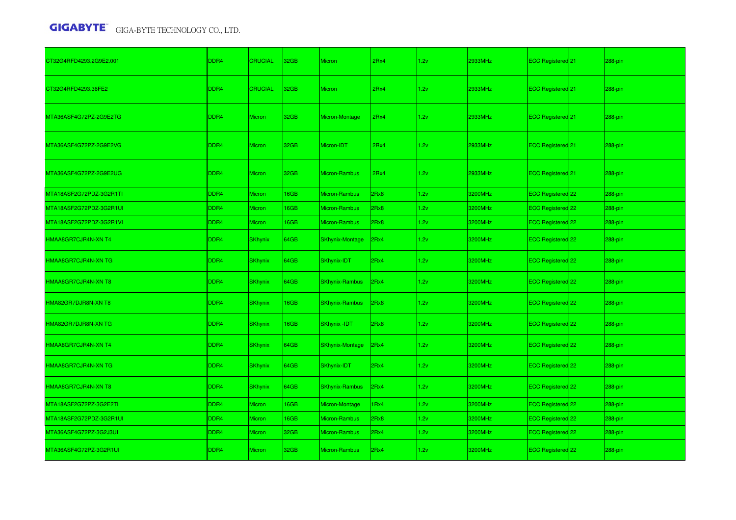| | | | | | | | | | | |
|---|---|---|---|---|---|---|---|---|---|---|
| CT32G4RFD4293.2G9E2.001 | DDR4 | CRUCIAL | 32GB | Micron | 2Rx4 | 1.2v | 2933MHz | ECC Registered | 21 | 288-pin |
| CT32G4RFD4293.36FE2 | DDR4 | CRUCIAL | 32GB | Micron | 2Rx4 | 1.2v | 2933MHz | ECC Registered | 21 | 288-pin |
| MTA36ASF4G72PZ-2G9E2TG | DDR4 | Micron | 32GB | Micron-Montage | 2Rx4 | 1.2v | 2933MHz | ECC Registered | 21 | 288-pin |
| MTA36ASF4G72PZ-2G9E2VG | DDR4 | Micron | 32GB | Micron-IDT | 2Rx4 | 1.2v | 2933MHz | ECC Registered | 21 | 288-pin |
| MTA36ASF4G72PZ-2G9E2UG | DDR4 | Micron | 32GB | Micron-Rambus | 2Rx4 | 1.2v | 2933MHz | ECC Registered | 21 | 288-pin |
| MTA18ASF2G72PDZ-3G2R1TI | DDR4 | Micron | 16GB | Micron-Rambus | 2Rx8 | 1.2v | 3200MHz | ECC Registered | 22 | 288-pin |
| MTA18ASF2G72PDZ-3G2R1UI | DDR4 | Micron | 16GB | Micron-Rambus | 2Rx8 | 1.2v | 3200MHz | ECC Registered | 22 | 288-pin |
| MTA18ASF2G72PDZ-3G2R1VI | DDR4 | Micron | 16GB | Micron-Rambus | 2Rx8 | 1.2v | 3200MHz | ECC Registered | 22 | 288-pin |
| HMAA8GR7CJR4N-XN T4 | DDR4 | SKhynix | 64GB | SKhynix-Montage | 2Rx4 | 1.2v | 3200MHz | ECC Registered | 22 | 288-pin |
| HMAA8GR7CJR4N-XN TG | DDR4 | SKhynix | 64GB | SKhynix-IDT | 2Rx4 | 1.2v | 3200MHz | ECC Registered | 22 | 288-pin |
| HMAA8GR7CJR4N-XN T8 | DDR4 | SKhynix | 64GB | SKhynix-Rambus | 2Rx4 | 1.2v | 3200MHz | ECC Registered | 22 | 288-pin |
| HMA82GR7DJR8N-XN T8 | DDR4 | SKhynix | 16GB | SKhynix-Rambus | 2Rx8 | 1.2v | 3200MHz | ECC Registered | 22 | 288-pin |
| HMA82GR7DJR8N-XN TG | DDR4 | SKhynix | 16GB | SKhynix -IDT | 2Rx8 | 1.2v | 3200MHz | ECC Registered | 22 | 288-pin |
| HMAA8GR7CJR4N-XN T4 | DDR4 | SKhynix | 64GB | SKhynix-Montage | 2Rx4 | 1.2v | 3200MHz | ECC Registered | 22 | 288-pin |
| HMAA8GR7CJR4N-XN TG | DDR4 | SKhynix | 64GB | SKhynix-IDT | 2Rx4 | 1.2v | 3200MHz | ECC Registered | 22 | 288-pin |
| HMAA8GR7CJR4N-XN T8 | DDR4 | SKhynix | 64GB | SKhynix-Rambus | 2Rx4 | 1.2v | 3200MHz | ECC Registered | 22 | 288-pin |
| MTA18ASF2G72PZ-3G2E2TI | DDR4 | Micron | 16GB | Micron-Montage | 1Rx4 | 1.2v | 3200MHz | ECC Registered | 22 | 288-pin |
| MTA18ASF2G72PDZ-3G2R1UI | DDR4 | Micron | 16GB | Micron-Rambus | 2Rx8 | 1.2v | 3200MHz | ECC Registered | 22 | 288-pin |
| MTA36ASF4G72PZ-3G2J3UI | DDR4 | Micron | 32GB | Micron-Rambus | 2Rx4 | 1.2v | 3200MHz | ECC Registered | 22 | 288-pin |
| MTA36ASF4G72PZ-3G2R1UI | DDR4 | Micron | 32GB | Micron-Rambus | 2Rx4 | 1.2v | 3200MHz | ECC Registered | 22 | 288-pin |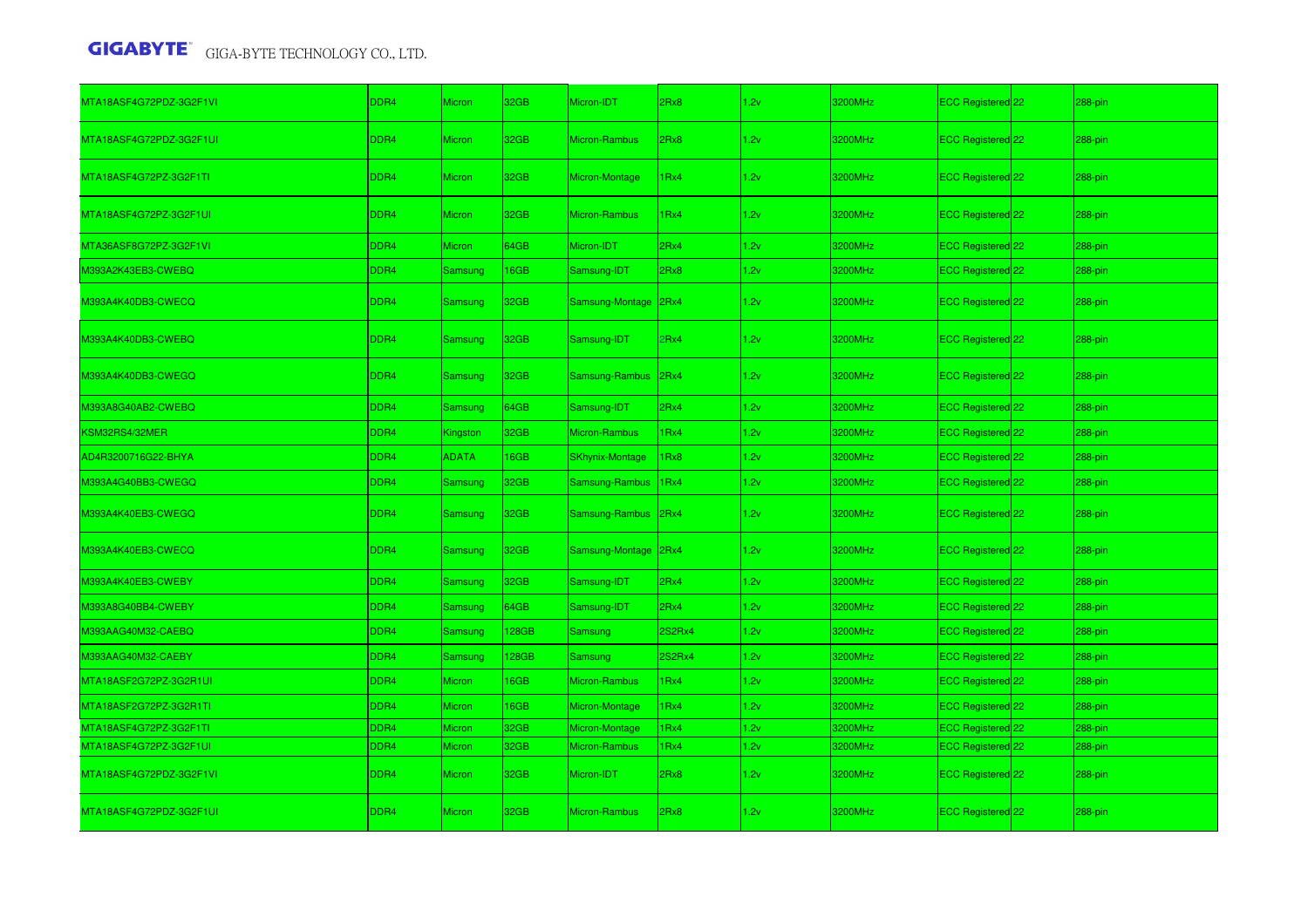| MTA18ASF4G72PDZ-3G2F1VI | DDR4 | Micron | 32GB | Micron-IDT | 2Rx8 | 1.2v | 3200MHz | ECC Registered | 22 | 288-pin |
|---|---|---|---|---|---|---|---|---|---|---|
| MTA18ASF4G72PDZ-3G2F1UI | DDR4 | Micron | 32GB | Micron-Rambus | 2Rx8 | 1.2v | 3200MHz | ECC Registered | 22 | 288-pin |
| MTA18ASF4G72PZ-3G2F1TI | DDR4 | Micron | 32GB | Micron-Montage | 1Rx4 | 1.2v | 3200MHz | ECC Registered | 22 | 288-pin |
| MTA18ASF4G72PZ-3G2F1UI | DDR4 | Micron | 32GB | Micron-Rambus | 1Rx4 | 1.2v | 3200MHz | ECC Registered | 22 | 288-pin |
| MTA36ASF8G72PZ-3G2F1VI | DDR4 | Micron | 64GB | Micron-IDT | 2Rx4 | 1.2v | 3200MHz | ECC Registered | 22 | 288-pin |
| M393A2K43EB3-CWEBQ | DDR4 | Samsung | 16GB | Samsung-IDT | 2Rx8 | 1.2v | 3200MHz | ECC Registered | 22 | 288-pin |
| M393A4K40DB3-CWECQ | DDR4 | Samsung | 32GB | Samsung-Montage | 2Rx4 | 1.2v | 3200MHz | ECC Registered | 22 | 288-pin |
| M393A4K40DB3-CWEBQ | DDR4 | Samsung | 32GB | Samsung-IDT | 2Rx4 | 1.2v | 3200MHz | ECC Registered | 22 | 288-pin |
| M393A4K40DB3-CWEGQ | DDR4 | Samsung | 32GB | Samsung-Rambus | 2Rx4 | 1.2v | 3200MHz | ECC Registered | 22 | 288-pin |
| M393A8G40AB2-CWEBQ | DDR4 | Samsung | 64GB | Samsung-IDT | 2Rx4 | 1.2v | 3200MHz | ECC Registered | 22 | 288-pin |
| KSM32RS4/32MER | DDR4 | Kingston | 32GB | Micron-Rambus | 1Rx4 | 1.2v | 3200MHz | ECC Registered | 22 | 288-pin |
| AD4R3200716G22-BHYA | DDR4 | ADATA | 16GB | SKhynix-Montage | 1Rx8 | 1.2v | 3200MHz | ECC Registered | 22 | 288-pin |
| M393A4G40BB3-CWEGQ | DDR4 | Samsung | 32GB | Samsung-Rambus | 1Rx4 | 1.2v | 3200MHz | ECC Registered | 22 | 288-pin |
| M393A4K40EB3-CWEGQ | DDR4 | Samsung | 32GB | Samsung-Rambus | 2Rx4 | 1.2v | 3200MHz | ECC Registered | 22 | 288-pin |
| M393A4K40EB3-CWECQ | DDR4 | Samsung | 32GB | Samsung-Montage | 2Rx4 | 1.2v | 3200MHz | ECC Registered | 22 | 288-pin |
| M393A4K40EB3-CWEBY | DDR4 | Samsung | 32GB | Samsung-IDT | 2Rx4 | 1.2v | 3200MHz | ECC Registered | 22 | 288-pin |
| M393A8G40BB4-CWEBY | DDR4 | Samsung | 64GB | Samsung-IDT | 2Rx4 | 1.2v | 3200MHz | ECC Registered | 22 | 288-pin |
| M393AAG40M32-CAEBQ | DDR4 | Samsung | 128GB | Samsung | 2S2Rx4 | 1.2v | 3200MHz | ECC Registered | 22 | 288-pin |
| M393AAG40M32-CAEBY | DDR4 | Samsung | 128GB | Samsung | 2S2Rx4 | 1.2v | 3200MHz | ECC Registered | 22 | 288-pin |
| MTA18ASF2G72PZ-3G2R1UI | DDR4 | Micron | 16GB | Micron-Rambus | 1Rx4 | 1.2v | 3200MHz | ECC Registered | 22 | 288-pin |
| MTA18ASF2G72PZ-3G2R1TI | DDR4 | Micron | 16GB | Micron-Montage | 1Rx4 | 1.2v | 3200MHz | ECC Registered | 22 | 288-pin |
| MTA18ASF4G72PZ-3G2F1TI | DDR4 | Micron | 32GB | Micron-Montage | 1Rx4 | 1.2v | 3200MHz | ECC Registered | 22 | 288-pin |
| MTA18ASF4G72PZ-3G2F1UI | DDR4 | Micron | 32GB | Micron-Rambus | 1Rx4 | 1.2v | 3200MHz | ECC Registered | 22 | 288-pin |
| MTA18ASF4G72PDZ-3G2F1VI | DDR4 | Micron | 32GB | Micron-IDT | 2Rx8 | 1.2v | 3200MHz | ECC Registered | 22 | 288-pin |
| MTA18ASF4G72PDZ-3G2F1UI | DDR4 | Micron | 32GB | Micron-Rambus | 2Rx8 | 1.2v | 3200MHz | ECC Registered | 22 | 288-pin |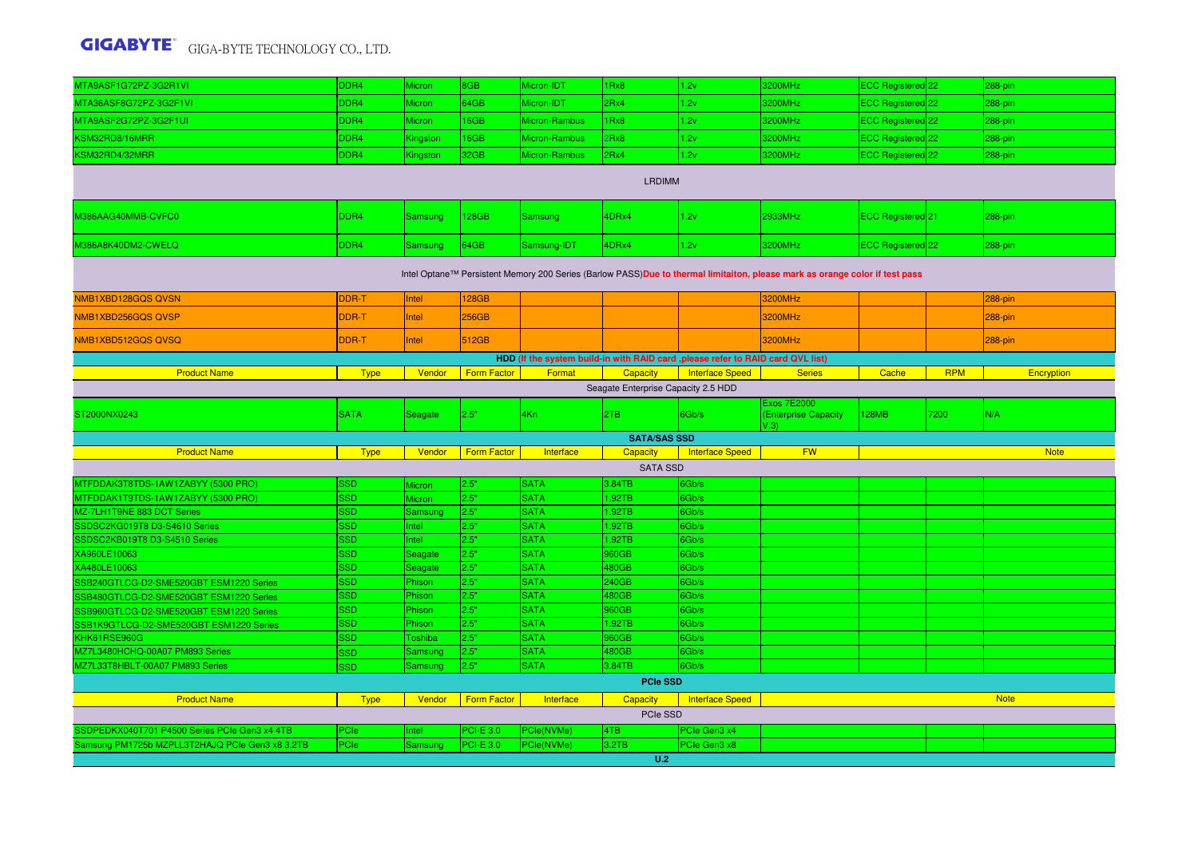| | | | | | | | | | | |
|---|---|---|---|---|---|---|---|---|---|---|
| MTA9ASF1G72PZ-3G2R1VI | DDR4 | Micron | 8GB | Micron-IDT | 1Rx8 | 1.2v | 3200MHz | ECC Registered | 22 | 288-pin |
| MTA36ASF8G72PZ-3G2F1VI | DDR4 | Micron | 64GB | Micron-IDT | 2Rx4 | 1.2v | 3200MHz | ECC Registered | 22 | 288-pin |
| MTA9ASF2G72PZ-3G2F1UI | DDR4 | Micron | 16GB | Micron-Rambus | 1Rx8 | 1.2v | 3200MHz | ECC Registered | 22 | 288-pin |
| KSM32RD8/16MRR | DDR4 | Kingston | 16GB | Micron-Rambus | 2Rx8 | 1.2v | 3200MHz | ECC Registered | 22 | 288-pin |
| KSM32RD4/32MRR | DDR4 | Kingston | 32GB | Micron-Rambus | 2Rx4 | 1.2v | 3200MHz | ECC Registered | 22 | 288-pin |
| LRDIMM | | | | | | | | | | |
| M386AAG40MMB-CVFC0 | DDR4 | Samsung | 128GB | Samsung | 4DRx4 | 1.2v | 2933MHz | ECC Registered | 21 | 288-pin |
| M386A8K40DM2-CWELQ | DDR4 | Samsung | 64GB | Samsung-IDT | 4DRx4 | 1.2v | 3200MHz | ECC Registered | 22 | 288-pin |
| Intel Optane™ Persistent Memory 200 Series (Barlow PASS) **Due to thermal limitaiton, please mark as orange color if test pass** | | | | | | | | | | |
| NMB1XBD128GQS QVSN | DDR-T | Intel | 128GB | | | | 3200MHz | | | 288-pin |
| NMB1XBD256GQS QVSP | DDR-T | Intel | 256GB | | | | 3200MHz | | | 288-pin |
| NMB1XBD512GQS QVSQ | DDR-T | Intel | 512GB | | | | 3200MHz | | | 288-pin |

**HDD (If the system build-in with RAID card ,please refer to RAID card QVL list)**

| Product Name | Type | Vendor | Form Factor | Format | Capacity | Interface Speed | Series | Cache | RPM | Encryption |
|---|---|---|---|---|---|---|---|---|---|---|
| Seagate Enterprise Capacity 2.5 HDD | | | | | | | | | | |
| ST2000NX0243 | SATA | Seagate | 2.5" | 4Kn | 2TB | 6Gb/s | Exos 7E2000 (Enterprise Capacity V.3) | 128MB | 7200 | N/A |

**SATA/SAS SSD**

| Product Name | Type | Vendor | Form Factor | Interface | Capacity | Interface Speed | FW | Note |
|---|---|---|---|---|---|---|---|---|
| SATA SSD | | | | | | | | |
| MTFDDAK3T8TDS-1AW1ZABYY (5300 PRO) | SSD | Micron | 2.5" | SATA | 3.84TB | 6Gb/s | | |
| MTFDDAK1T9TDS-1AW1ZABYY (5300 PRO) | SSD | Micron | 2.5" | SATA | 1.92TB | 6Gb/s | | |
| MZ-7LH1T9NE 883 DCT Series | SSD | Samsung | 2.5" | SATA | 1.92TB | 6Gb/s | | |
| SSDSC2KG019T8 D3-S4610 Series | SSD | Intel | 2.5" | SATA | 1.92TB | 6Gb/s | | |
| SSDSC2KB019T8 D3-S4510 Series | SSD | Intel | 2.5" | SATA | 1.92TB | 6Gb/s | | |
| XA960LE10063 | SSD | Seagate | 2.5" | SATA | 960GB | 6Gb/s | | |
| XA480LE10063 | SSD | Seagate | 2.5" | SATA | 480GB | 6Gb/s | | |
| SSB240GTLCG-D2-SME520GBT ESM1220 Series | SSD | Phison | 2.5" | SATA | 240GB | 6Gb/s | | |
| SSB480GTLCG-D2-SME520GBT ESM1220 Series | SSD | Phison | 2.5" | SATA | 480GB | 6Gb/s | | |
| SSB960GTLCG-D2-SME520GBT ESM1220 Series | SSD | Phison | 2.5" | SATA | 960GB | 6Gb/s | | |
| SSB1K9GTLCG-D2-SME520GBT ESM1220 Series | SSD | Phison | 2.5" | SATA | 1.92TB | 6Gb/s | | |
| KHK61RSE960G | SSD | Toshiba | 2.5" | SATA | 960GB | 6Gb/s | | |
| MZ7L3480HCHQ-00A07 PM893 Series | SSD | Samsung | 2.5" | SATA | 480GB | 6Gb/s | | |
| MZ7L33T8HBLT-00A07 PM893 Series | SSD | Samsung | 2.5" | SATA | 3.84TB | 6Gb/s | | |

**PCIe SSD**

| Product Name | Type | Vendor | Form Factor | Interface | Capacity | Interface Speed | Note |
|---|---|---|---|---|---|---|---|
| PCIe SSD | | | | | | | |
| SSDPEDKX040T701 P4500 Series PCIe Gen3 x4 4TB | PCIe | Intel | PCI-E 3.0 | PCIe(NVMe) | 4TB | PCIe Gen3 x4 | |
| Samsung PM1725b MZPLL3T2HAJQ PCIe Gen3 x8 3.2TB | PCIe | Samsung | PCI-E 3.0 | PCIe(NVMe) | 3.2TB | PCIe Gen3 x8 | |

**U.2**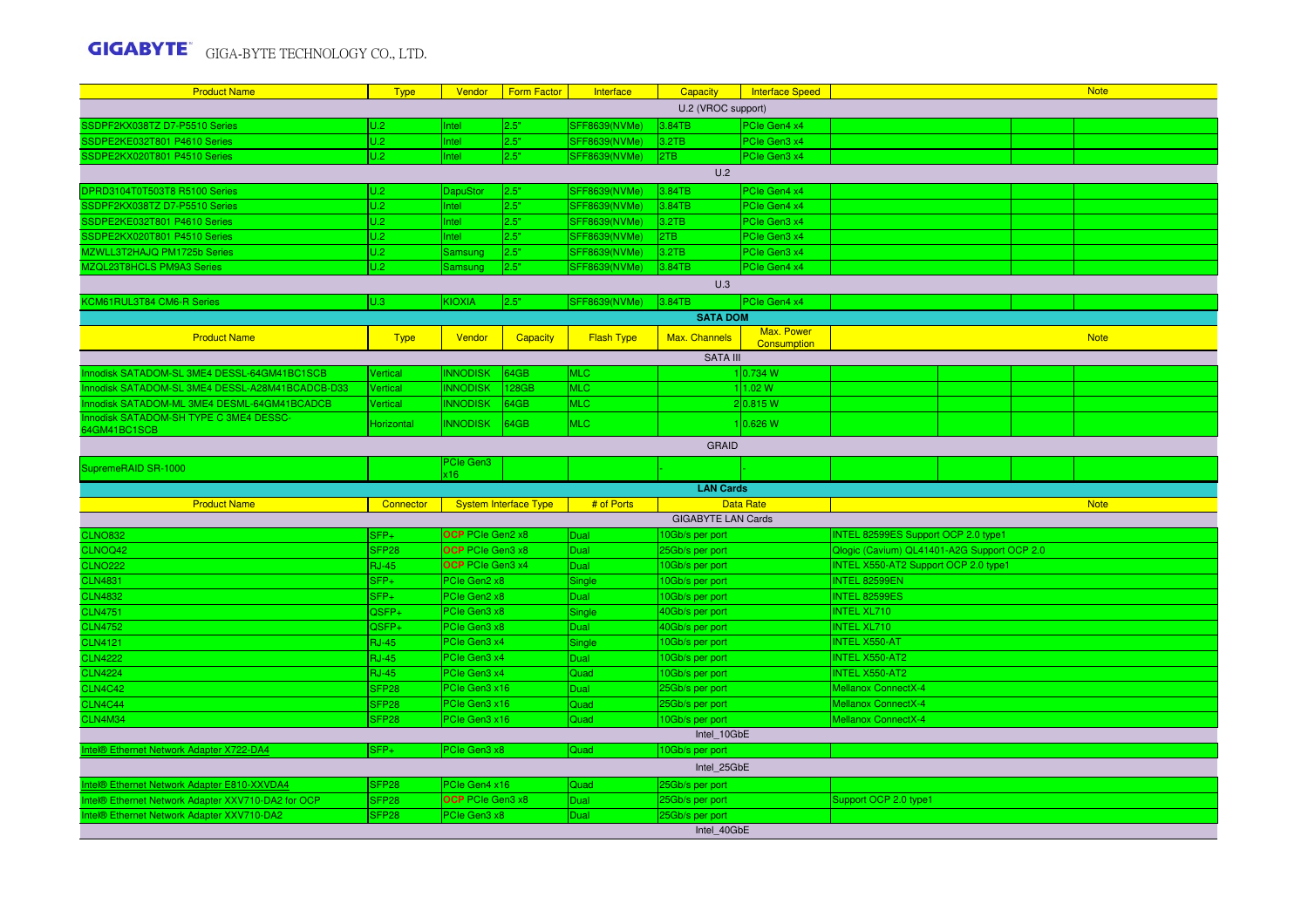| Product Name | Type | Vendor | Form Factor | Interface | Capacity | Interface Speed | Note |
|---|---|---|---|---|---|---|---|
| U.2 (VROC support) | | | | | | | |
| SSDPF2KX038TZ D7-P5510 Series | U.2 | Intel | 2.5" | SFF8639(NVMe) | 3.84TB | PCIe Gen4 x4 | |
| SSDPE2KE032T801 P4610 Series | U.2 | Intel | 2.5" | SFF8639(NVMe) | 3.2TB | PCIe Gen3 x4 | |
| SSDPE2KX020T801 P4510 Series | U.2 | Intel | 2.5" | SFF8639(NVMe) | 2TB | PCIe Gen3 x4 | |
| U.2 | | | | | | | |
| DPRD3104T0T503T8 R5100 Series | U.2 | DapuStor | 2.5" | SFF8639(NVMe) | 3.84TB | PCIe Gen4 x4 | |
| SSDPF2KX038TZ D7-P5510 Series | U.2 | Intel | 2.5" | SFF8639(NVMe) | 3.84TB | PCIe Gen4 x4 | |
| SSDPE2KE032T801 P4610 Series | U.2 | Intel | 2.5" | SFF8639(NVMe) | 3.2TB | PCIe Gen3 x4 | |
| SSDPE2KX020T801 P4510 Series | U.2 | Intel | 2.5" | SFF8639(NVMe) | 2TB | PCIe Gen3 x4 | |
| MZWLL3T2HAJQ PM1725b Series | U.2 | Samsung | 2.5" | SFF8639(NVMe) | 3.2TB | PCIe Gen3 x4 | |
| MZQL23T8HCLS PM9A3 Series | U.2 | Samsung | 2.5" | SFF8639(NVMe) | 3.84TB | PCIe Gen4 x4 | |
| U.3 | | | | | | | |
| KCM61RUL3T84 CM6-R Series | U.3 | KIOXIA | 2.5" | SFF8639(NVMe) | 3.84TB | PCIe Gen4 x4 | |

**SATA DOM**

| Product Name | Type | Vendor | Capacity | Flash Type | Max. Channels | Max. Power Consumption | Note |
|---|---|---|---|---|---|---|---|
| SATA III | | | | | | | |
| Innodisk SATADOM-SL 3ME4 DESSL-64GM41BC1SCB | Vertical | INNODISK | 64GB | MLC | 1 | 0.734 W | |
| Innodisk SATADOM-SL 3ME4 DESSL-A28M41BCADCB-D33 | Vertical | INNODISK | 128GB | MLC | 1 | 1.02 W | |
| Innodisk SATADOM-ML 3ME4 DESML-64GM41BCADCB | Vertical | INNODISK | 64GB | MLC | 2 | 0.815 W | |
| Innodisk SATADOM-SH TYPE C 3ME4 DESSC-64GM41BC1SCB | Horizontal | INNODISK | 64GB | MLC | 1 | 0.626 W | |
| GRAID | | | | | | | |
| SupremeRAID SR-1000 | | PCIe Gen3 x16 | | | - | - | |

**LAN Cards**

| Product Name | Connector | System Interface Type | # of Ports | Data Rate | Note |
|---|---|---|---|---|---|
| GIGABYTE LAN Cards | | | | | |
| CLNO832 | SFP+ | OCP PCIe Gen2 x8 | Dual | 10Gb/s per port | INTEL 82599ES Support OCP 2.0 type1 |
| CLNOQ42 | SFP28 | OCP PCIe Gen3 x8 | Dual | 25Gb/s per port | Qlogic (Cavium) QL41401-A2G Support OCP 2.0 |
| CLNO222 | RJ-45 | OCP PCIe Gen3 x4 | Dual | 10Gb/s per port | INTEL X550-AT2 Support OCP 2.0 type1 |
| CLN4831 | SFP+ | PCIe Gen2 x8 | Single | 10Gb/s per port | INTEL 82599EN |
| CLN4832 | SFP+ | PCIe Gen2 x8 | Dual | 10Gb/s per port | INTEL 82599ES |
| CLN4751 | QSFP+ | PCIe Gen3 x8 | Single | 40Gb/s per port | INTEL XL710 |
| CLN4752 | QSFP+ | PCIe Gen3 x8 | Dual | 40Gb/s per port | INTEL XL710 |
| CLN4121 | RJ-45 | PCIe Gen3 x4 | Single | 10Gb/s per port | INTEL X550-AT |
| CLN4222 | RJ-45 | PCIe Gen3 x4 | Dual | 10Gb/s per port | INTEL X550-AT2 |
| CLN4224 | RJ-45 | PCIe Gen3 x4 | Quad | 10Gb/s per port | INTEL X550-AT2 |
| CLN4C42 | SFP28 | PCIe Gen3 x16 | Dual | 25Gb/s per port | Mellanox ConnectX-4 |
| CLN4C44 | SFP28 | PCIe Gen3 x16 | Quad | 25Gb/s per port | Mellanox ConnectX-4 |
| CLN4M34 | SFP28 | PCIe Gen3 x16 | Quad | 10Gb/s per port | Mellanox ConnectX-4 |
| Intel_10GbE | | | | | |
| Intel® Ethernet Network Adapter X722-DA4 | SFP+ | PCIe Gen3 x8 | Quad | 10Gb/s per port | |
| Intel_25GbE | | | | | |
| Intel® Ethernet Network Adapter E810-XXVDA4 | SFP28 | PCIe Gen4 x16 | Quad | 25Gb/s per port | |
| Intel® Ethernet Network Adapter XXV710-DA2 for OCP | SFP28 | OCP PCIe Gen3 x8 | Dual | 25Gb/s per port | Support OCP 2.0 type1 |
| Intel® Ethernet Network Adapter XXV710-DA2 | SFP28 | PCIe Gen3 x8 | Dual | 25Gb/s per port | |
| Intel_40GbE | | | | | |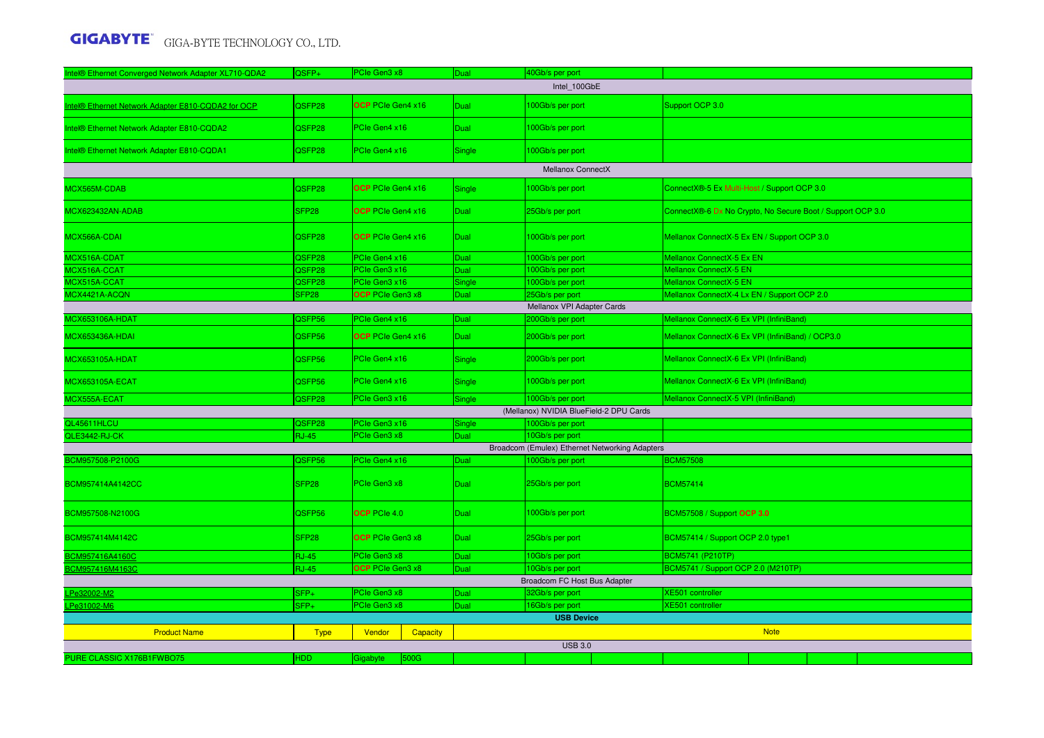| | | | | | |
|---|---|---|---|---|---|
| Intel® Ethernet Converged Network Adapter XL710-QDA2 | QSFP+ | PCIe Gen3 x8 | Dual | 40Gb/s per port | |
| Intel_100GbE | | | | | |
| Intel® Ethernet Network Adapter E810-CQDA2 for OCP | QSFP28 | OCP PCIe Gen4 x16 | Dual | 100Gb/s per port | Support OCP 3.0 |
| Intel® Ethernet Network Adapter E810-CQDA2 | QSFP28 | PCIe Gen4 x16 | Dual | 100Gb/s per port | |
| Intel® Ethernet Network Adapter E810-CQDA1 | QSFP28 | PCIe Gen4 x16 | Single | 100Gb/s per port | |
| Mellanox ConnectX | | | | | |
| MCX565M-CDAB | QSFP28 | OCP PCIe Gen4 x16 | Single | 100Gb/s per port | ConnectX®-5 Ex Multi-Host / Support OCP 3.0 |
| MCX623432AN-ADAB | SFP28 | OCP PCIe Gen4 x16 | Dual | 25Gb/s per port | ConnectX®-6 Dx No Crypto, No Secure Boot / Support OCP 3.0 |
| MCX566A-CDAI | QSFP28 | OCP PCIe Gen4 x16 | Dual | 100Gb/s per port | Mellanox ConnectX-5 Ex EN / Support OCP 3.0 |
| MCX516A-CDAT | QSFP28 | PCIe Gen4 x16 | Dual | 100Gb/s per port | Mellanox ConnectX-5 Ex EN |
| MCX516A-CCAT | QSFP28 | PCIe Gen3 x16 | Dual | 100Gb/s per port | Mellanox ConnectX-5 EN |
| MCX515A-CCAT | QSFP28 | PCIe Gen3 x16 | Single | 100Gb/s per port | Mellanox ConnectX-5 EN |
| MCX4421A-ACQN | SFP28 | OCP PCIe Gen3 x8 | Dual | 25Gb/s per port | Mellanox ConnectX-4 Lx EN / Support OCP 2.0 |
| Mellanox VPI Adapter Cards | | | | | |
| MCX653106A-HDAT | QSFP56 | PCIe Gen4 x16 | Dual | 200Gb/s per port | Mellanox ConnectX-6 Ex VPI (InfiniBand) |
| MCX653436A-HDAI | QSFP56 | OCP PCIe Gen4 x16 | Dual | 200Gb/s per port | Mellanox ConnectX-6 Ex VPI (InfiniBand) / OCP3.0 |
| MCX653105A-HDAT | QSFP56 | PCIe Gen4 x16 | Single | 200Gb/s per port | Mellanox ConnectX-6 Ex VPI (InfiniBand) |
| MCX653105A-ECAT | QSFP56 | PCIe Gen4 x16 | Single | 100Gb/s per port | Mellanox ConnectX-6 Ex VPI (InfiniBand) |
| MCX555A-ECAT | QSFP28 | PCIe Gen3 x16 | Single | 100Gb/s per port | Mellanox ConnectX-5 VPI (InfiniBand) |
| (Mellanox) NVIDIA BlueField-2 DPU Cards | | | | | |
| QL45611HLCU | QSFP28 | PCIe Gen3 x16 | Single | 100Gb/s per port | |
| QLE3442-RJ-CK | RJ-45 | PCIe Gen3 x8 | Dual | 10Gb/s per port | |
| Broadcom (Emulex) Ethernet Networking Adapters | | | | | |
| BCM957508-P2100G | QSFP56 | PCIe Gen4 x16 | Dual | 100Gb/s per port | BCM57508 |
| BCM957414A4142CC | SFP28 | PCIe Gen3 x8 | Dual | 25Gb/s per port | BCM57414 |
| BCM957508-N2100G | QSFP56 | OCP PCIe 4.0 | Dual | 100Gb/s per port | BCM57508 / Support OCP 3.0 |
| BCM957414M4142C | SFP28 | OCP PCIe Gen3 x8 | Dual | 25Gb/s per port | BCM57414 / Support OCP 2.0 type1 |
| BCM957416A4160C | RJ-45 | PCIe Gen3 x8 | Dual | 10Gb/s per port | BCM5741 (P210TP) |
| BCM957416M4163C | RJ-45 | OCP PCIe Gen3 x8 | Dual | 10Gb/s per port | BCM5741 / Support OCP 2.0 (M210TP) |
| Broadcom FC Host Bus Adapter | | | | | |
| LPe32002-M2 | SFP+ | PCIe Gen3 x8 | Dual | 32Gb/s per port | XE501 controller |
| LPe31002-M6 | SFP+ | PCIe Gen3 x8 | Dual | 16Gb/s per port | XE501 controller |

**USB Device**

| Product Name | Type | Vendor | Capacity | Note |
|---|---|---|---|---|
| USB 3.0 | | | | |
| PURE CLASSIC X176B1FWBO75 | HDD | Gigabyte | 500G | |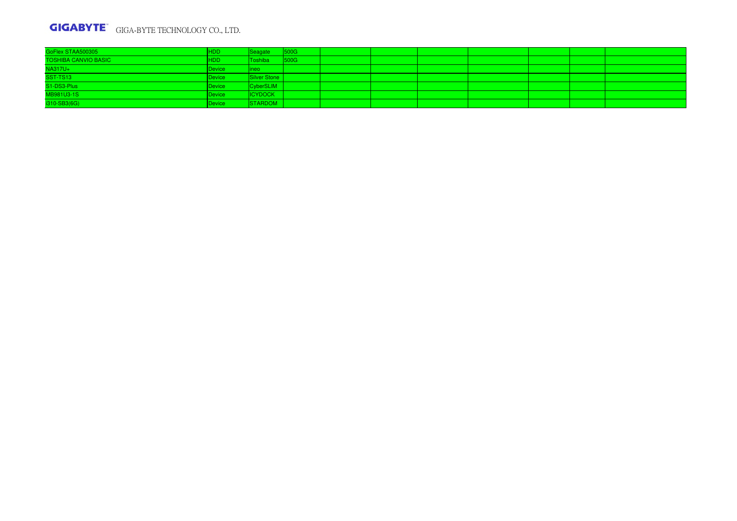| | | | | | | | | | | | |
|---|---|---|---|---|---|---|---|---|---|---|---|
| GoFlex STAA500305 | HDD | Seagate | 500G | | | | | | | | |
| TOSHIBA CANVIO BASIC | HDD | Toshiba | 500G | | | | | | | | |
| NA317U+ | Device | ineo | | | | | | | | | |
| SST-TS13 | Device | Silver Stone | | | | | | | | | |
| S1-DS3-Plus | Device | CyberSLIM | | | | | | | | | |
| MB981U3-1S | Device | ICYDOCK | | | | | | | | | |
| i310-SB3(6G) | Device | STARDOM | | | | | | | | | |